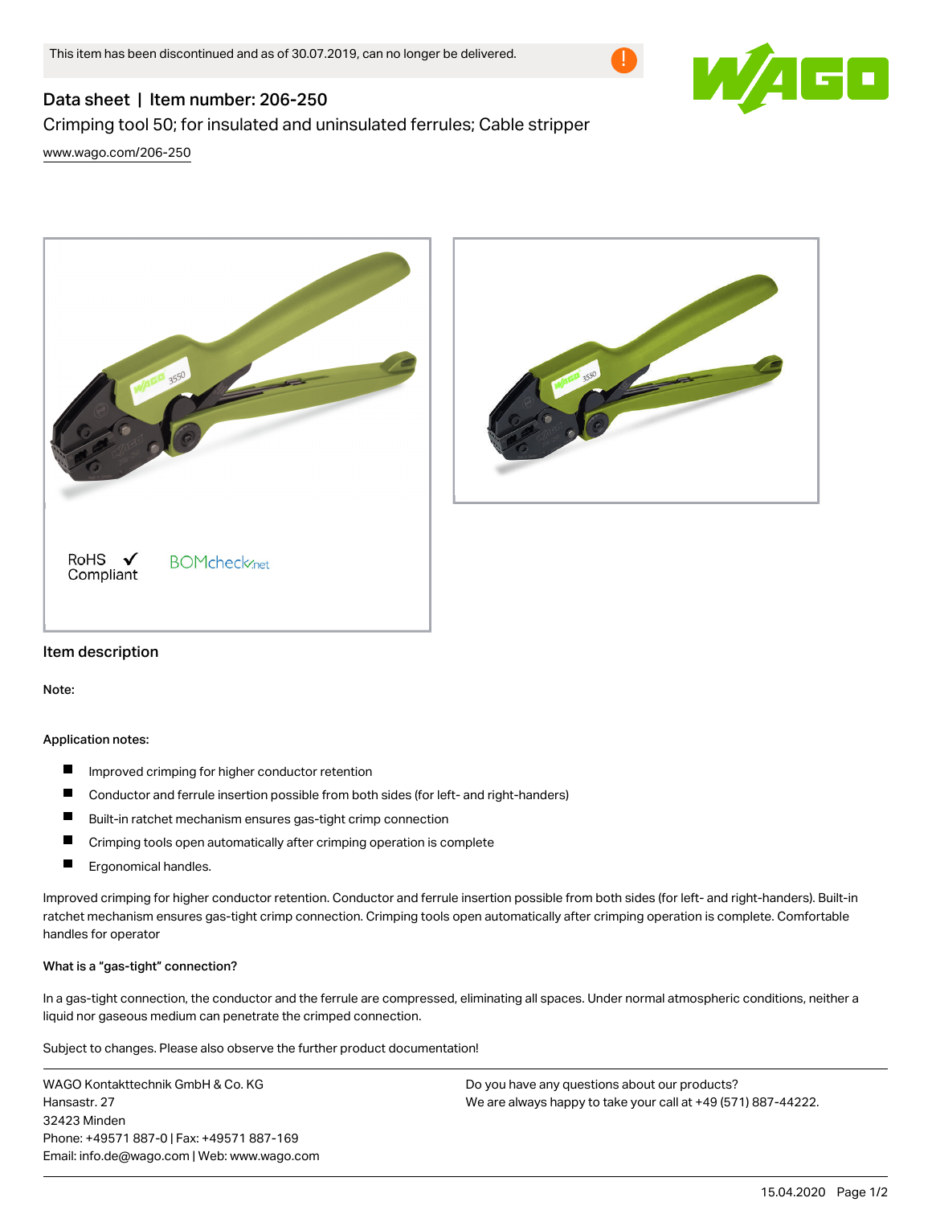This item has been discontinued and as of 30.07.2019, can no longer be delivered.

# Data sheet | Item number: 206-250

Crimping tool 50; for insulated and uninsulated ferrules; Cable stripper

www.wago.com/206-250

RoHS ✓ Compliant

BOMcheck.net

## Item description

**Note:**

**Application notes:**

- Improved crimping for higher conductor retention
- Conductor and ferrule insertion possible from both sides (for left- and right-handers)
- Built-in ratchet mechanism ensures gas-tight crimp connection
- Crimping tools open automatically after crimping operation is complete
- Ergonomical handles.

Improved crimping for higher conductor retention. Conductor and ferrule insertion possible from both sides (for left- and right-handers). Built-in ratchet mechanism ensures gas-tight crimp connection. Crimping tools open automatically after crimping operation is complete. Comfortable handles for operator

**What is a "gas-tight" connection?**

In a gas-tight connection, the conductor and the ferrule are compressed, eliminating all spaces. Under normal atmospheric conditions, neither a liquid nor gaseous medium can penetrate the crimped connection.

Subject to changes. Please also observe the further product documentation!

WAGO Kontakttechnik GmbH & Co. KG
Hansastr. 27
32423 Minden
Phone: +49571 887-0 | Fax: +49571 887-169
Email: info.de@wago.com | Web: www.wago.com

Do you have any questions about our products?
We are always happy to take your call at +49 (571) 887-44222.

15.04.2020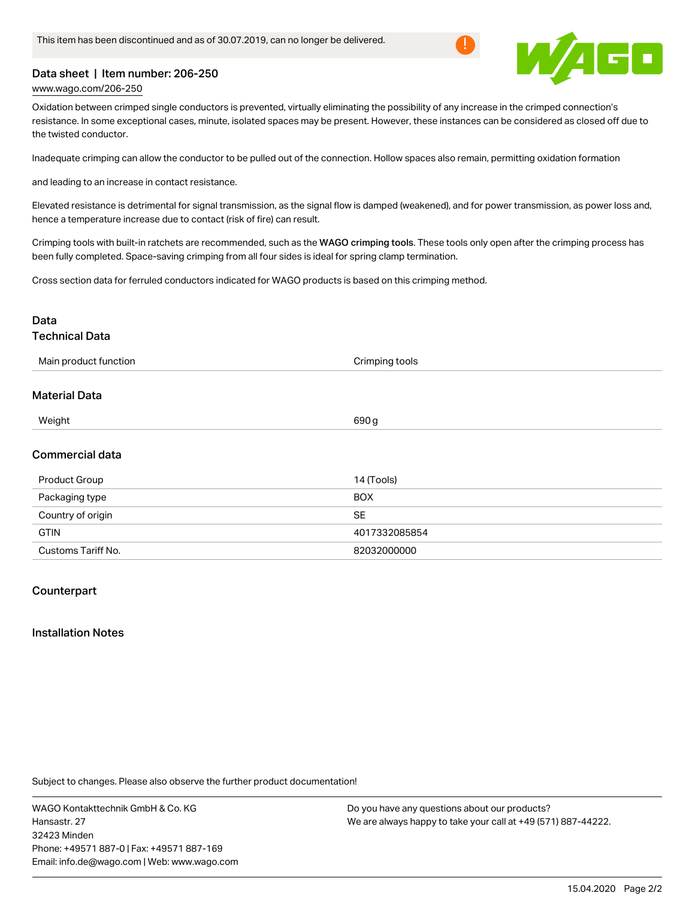This item has been discontinued and as of 30.07.2019, can no longer be delivered.

Oxidation between crimped single conductors is prevented, virtually eliminating the possibility of any increase in the crimped connection's resistance. In some exceptional cases, minute, isolated spaces may be present. However, these instances can be considered as closed off due to the twisted conductor.

Inadequate crimping can allow the conductor to be pulled out of the connection. Hollow spaces also remain, permitting oxidation formation

and leading to an increase in contact resistance.

Elevated resistance is detrimental for signal transmission, as the signal flow is damped (weakened), and for power transmission, as power loss and, hence a temperature increase due to contact (risk of fire) can result.

Crimping tools with built-in ratchets are recommended, such as the **WAGO crimping tools**. These tools only open after the crimping process has been fully completed. Space-saving crimping from all four sides is ideal for spring clamp termination.

Cross section data for ferruled conductors indicated for WAGO products is based on this crimping method.

## Data

### Technical Data

| | |
|---|---|
| Main product function | Crimping tools |

### Material Data

| | |
|---|---|
| Weight | 690 g |

### Commercial data

| | |
|---|---|
| Product Group | 14 (Tools) |
| Packaging type | BOX |
| Country of origin | SE |
| GTIN | 4017332085854 |
| Customs Tariff No. | 82032000000 |

### Counterpart

### Installation Notes

Subject to changes. Please also observe the further product documentation!

WAGO Kontakttechnik GmbH & Co. KG
Hansastr. 27
32423 Minden
Phone: +49571 887-0 | Fax: +49571 887-169
Email: info.de@wago.com | Web: www.wago.com

Do you have any questions about our products?
We are always happy to take your call at +49 (571) 887-44222.